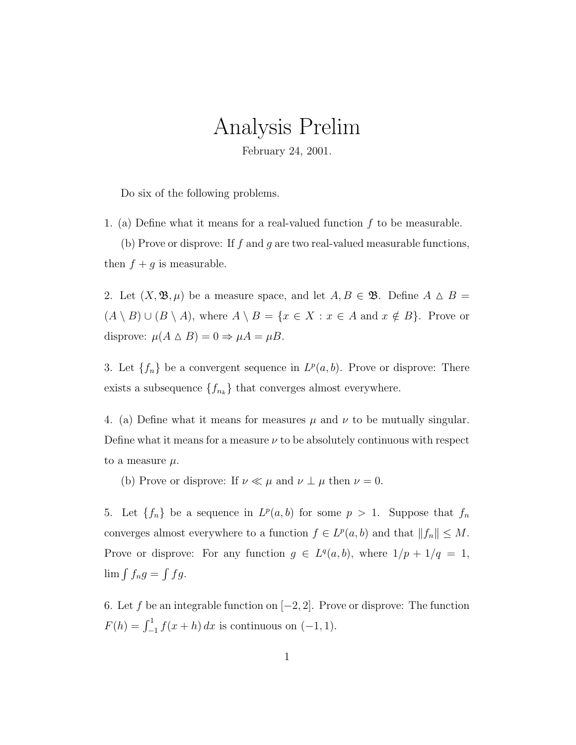# Analysis Prelim

February 24, 2001.

Do six of the following problems.

1. (a) Define what it means for a real-valued function $f$ to be measurable.

   (b) Prove or disprove: If $f$ and $g$ are two real-valued measurable functions, then $f + g$ is measurable.

2. Let $(X, \mathfrak{B}, \mu)$ be a measure space, and let $A, B \in \mathfrak{B}$. Define $A \triangle B = (A \setminus B) \cup (B \setminus A)$, where $A \setminus B = \{x \in X : x \in A \text{ and } x \notin B\}$. Prove or disprove: $\mu(A \triangle B) = 0 \Rightarrow \mu A = \mu B$.

3. Let $\{f_n\}$ be a convergent sequence in $L^p(a, b)$. Prove or disprove: There exists a subsequence $\{f_{n_k}\}$ that converges almost everywhere.

4. (a) Define what it means for measures $\mu$ and $\nu$ to be mutually singular. Define what it means for a measure $\nu$ to be absolutely continuous with respect to a measure $\mu$.

   (b) Prove or disprove: If $\nu \ll \mu$ and $\nu \perp \mu$ then $\nu = 0$.

5. Let $\{f_n\}$ be a sequence in $L^p(a, b)$ for some $p > 1$. Suppose that $f_n$ converges almost everywhere to a function $f \in L^p(a, b)$ and that $\|f_n\| \leq M$. Prove or disprove: For any function $g \in L^q(a, b)$, where $1/p + 1/q = 1$, $\lim \int f_n g = \int fg$.

6. Let $f$ be an integrable function on $[-2, 2]$. Prove or disprove: The function $F(h) = \int_{-1}^{1} f(x + h)\, dx$ is continuous on $(-1, 1)$.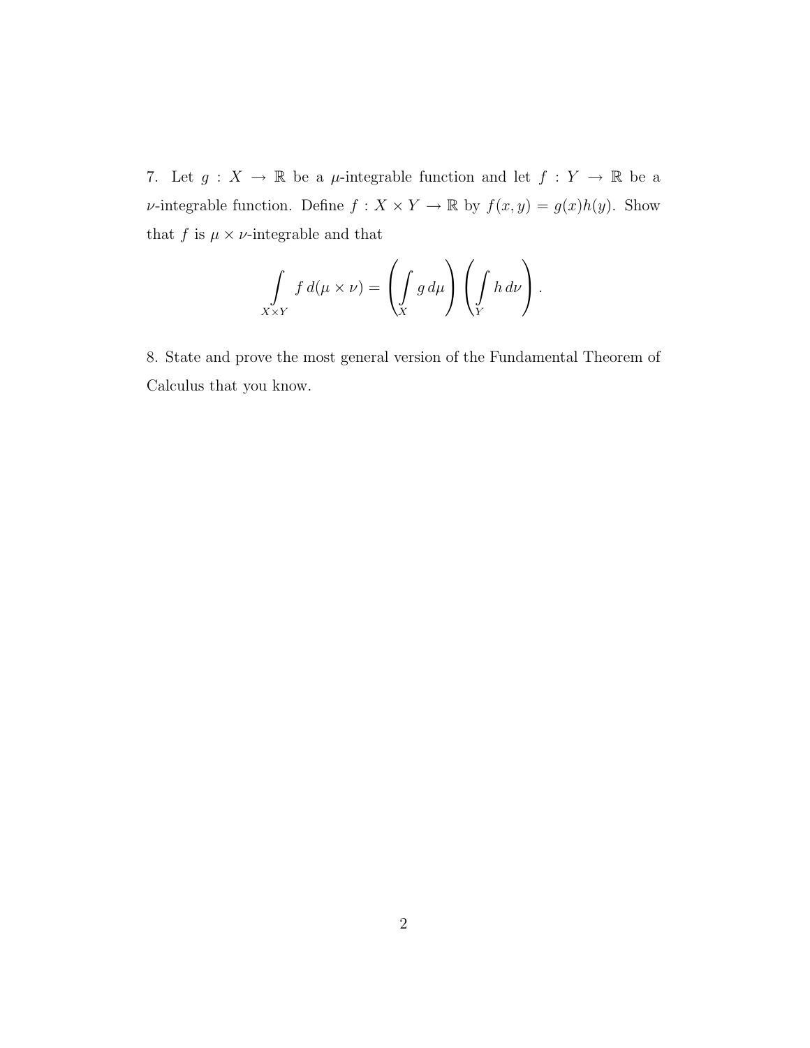7. Let $g : X \to \mathbb{R}$ be a $\mu$-integrable function and let $f : Y \to \mathbb{R}$ be a $\nu$-integrable function. Define $f : X \times Y \to \mathbb{R}$ by $f(x, y) = g(x)h(y)$. Show that $f$ is $\mu \times \nu$-integrable and that

$$\int\limits_{X \times Y} f \, d(\mu \times \nu) = \left( \int\limits_X g \, d\mu \right) \left( \int\limits_Y h \, d\nu \right).$$

8. State and prove the most general version of the Fundamental Theorem of Calculus that you know.